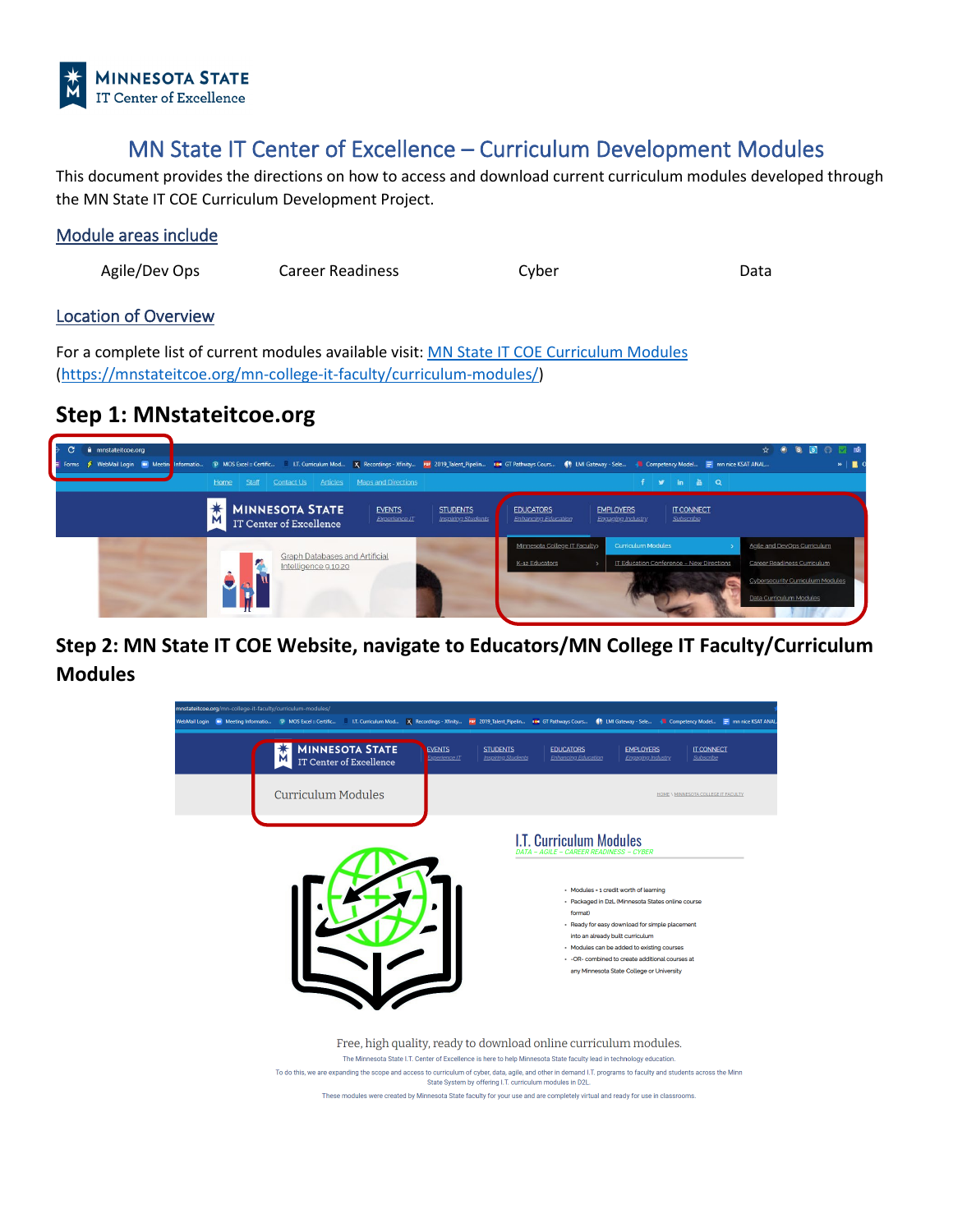# MN State IT Center of Excellence – Curriculum Development Modules

This document provides the directions on how to access and download current curriculum modules developed through the MN State IT COE Curriculum Development Project.

## Module areas include

Agile/Dev Ops    Career Readiness    Cyber    Data

## Location of Overview

For a complete list of current modules available visit: [MN State IT COE Curriculum Modules](https://mnstateitcoe.org/mn-college-it-faculty/curriculum-modules/) (https://mnstateitcoe.org/mn-college-it-faculty/curriculum-modules/)

## Step 1: MNstateitcoe.org

## Step 2: MN State IT COE Website, navigate to Educators/MN College IT Faculty/Curriculum Modules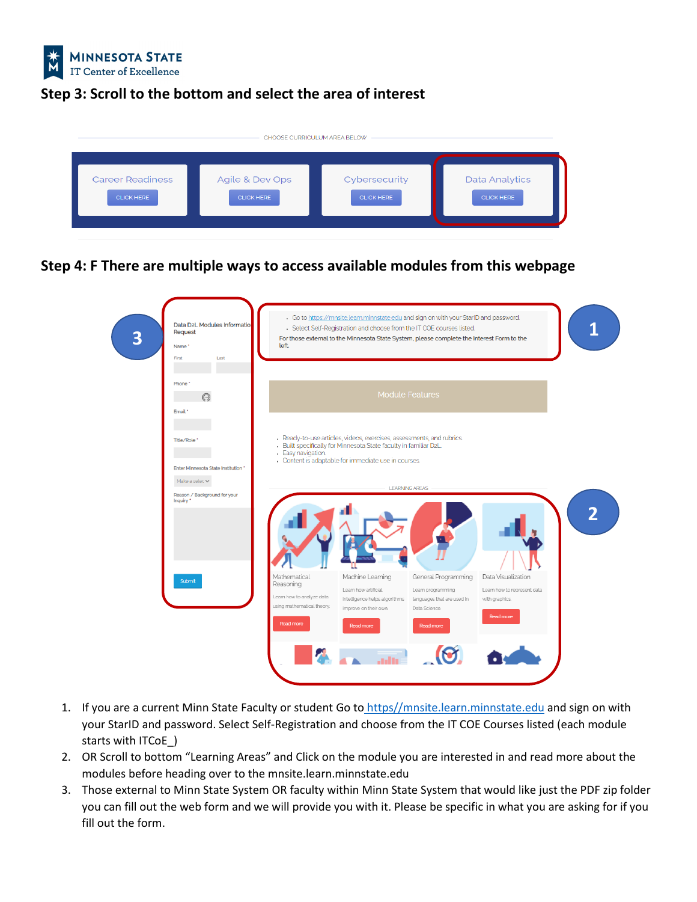## Step 3: Scroll to the bottom and select the area of interest

## Step 4: F There are multiple ways to access available modules from this webpage

1. If you are a current Minn State Faculty or student Go to https//mnsite.learn.minnstate.edu and sign on with your StarID and password. Select Self-Registration and choose from the IT COE Courses listed (each module starts with ITCoE_)
2. OR Scroll to bottom "Learning Areas" and Click on the module you are interested in and read more about the modules before heading over to the mnsite.learn.minnstate.edu
3. Those external to Minn State System OR faculty within Minn State System that would like just the PDF zip folder you can fill out the web form and we will provide you with it. Please be specific in what you are asking for if you fill out the form.